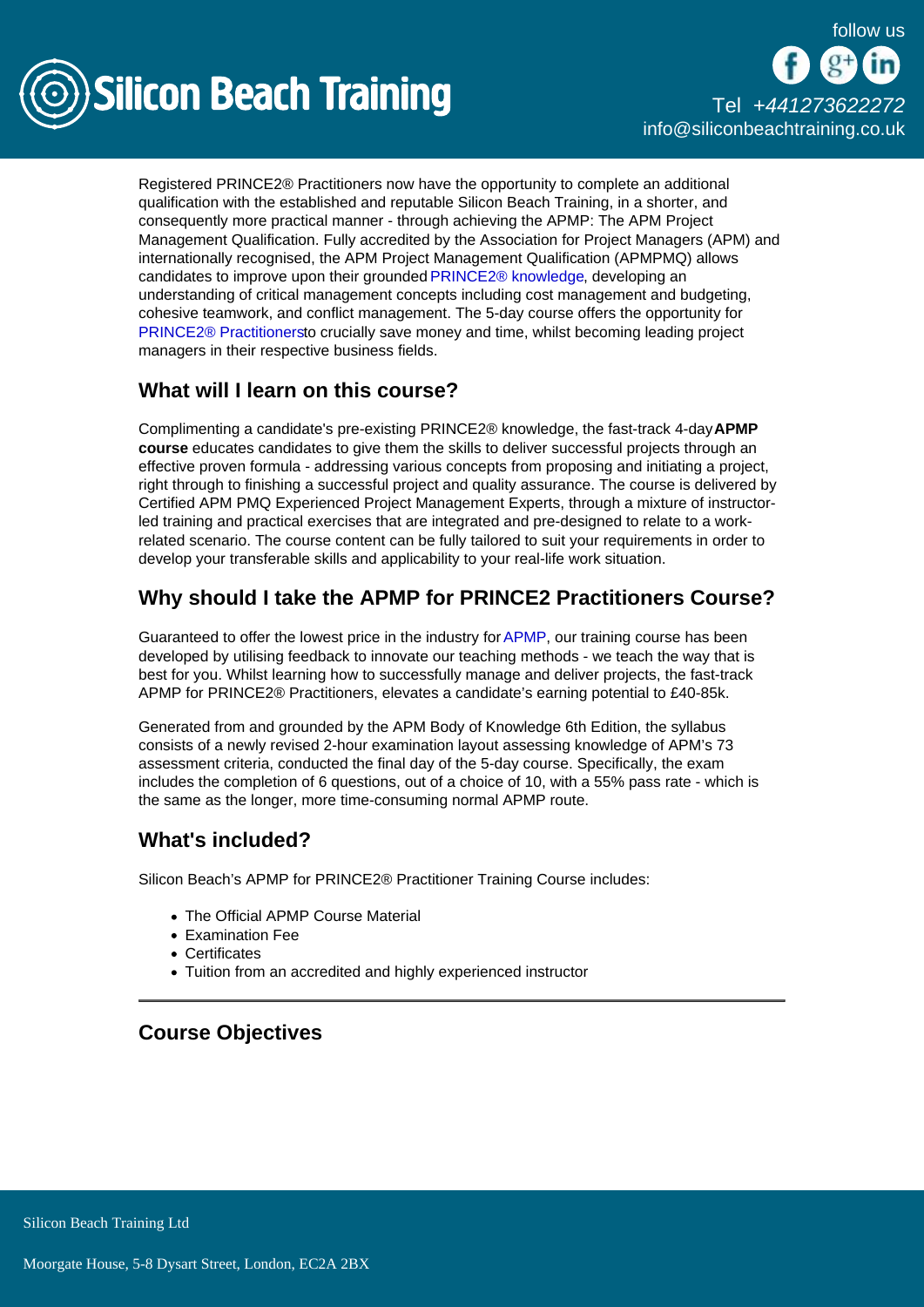Registered PRINCE2® Practitioners now have the opportunity to complete an additional qualification with the established and reputable Silicon Beach Training, in a shorter, and consequently more practical manner - through achieving the APMP: The APM Project Management Qualification. Fully accredited by the Association for Project Managers (APM) and internationally recognised, the APM Project Management Qualification (APMPMQ) allows candidates to improve upon their grounded PRINCE2® knowledge, developing an understanding of critical management concepts including cost management and budgeting, cohesive teamwork, and conflict management. The 5-day course offers the opportunity for PRINCE2® Practitionersto crucially save money and time, whilst becoming leading project managers in their respective business fields.

## What will I learn on this course?

Complimenting a candidate's pre-existing PRINCE2® knowledge, the fast-track 4-day **APMP course** educates candidates to give them the skills to deliver successful projects through an effective proven formula - addressing various concepts from proposing and initiating a project, right through to finishing a successful project and quality assurance. The course is delivered by Certified APM PMQ Experienced Project Management Experts, through a mixture of instructor-led training and practical exercises that are integrated and pre-designed to relate to a work-related scenario. The course content can be fully tailored to suit your requirements in order to develop your transferable skills and applicability to your real-life work situation.

## Why should I take the APMP for PRINCE2 Practitioners Course?

Guaranteed to offer the lowest price in the industry for APMP, our training course has been developed by utilising feedback to innovate our teaching methods - we teach the way that is best for you. Whilst learning how to successfully manage and deliver projects, the fast-track APMP for PRINCE2® Practitioners, elevates a candidate's earning potential to £40-85k.

Generated from and grounded by the APM Body of Knowledge 6th Edition, the syllabus consists of a newly revised 2-hour examination layout assessing knowledge of APM's 73 assessment criteria, conducted the final day of the 5-day course. Specifically, the exam includes the completion of 6 questions, out of a choice of 10, with a 55% pass rate - which is the same as the longer, more time-consuming normal APMP route.

## What's included?

Silicon Beach's APMP for PRINCE2® Practitioner Training Course includes:

- The Official APMP Course Material
- Examination Fee
- Certificates
- Tuition from an accredited and highly experienced instructor

---

## Course Objectives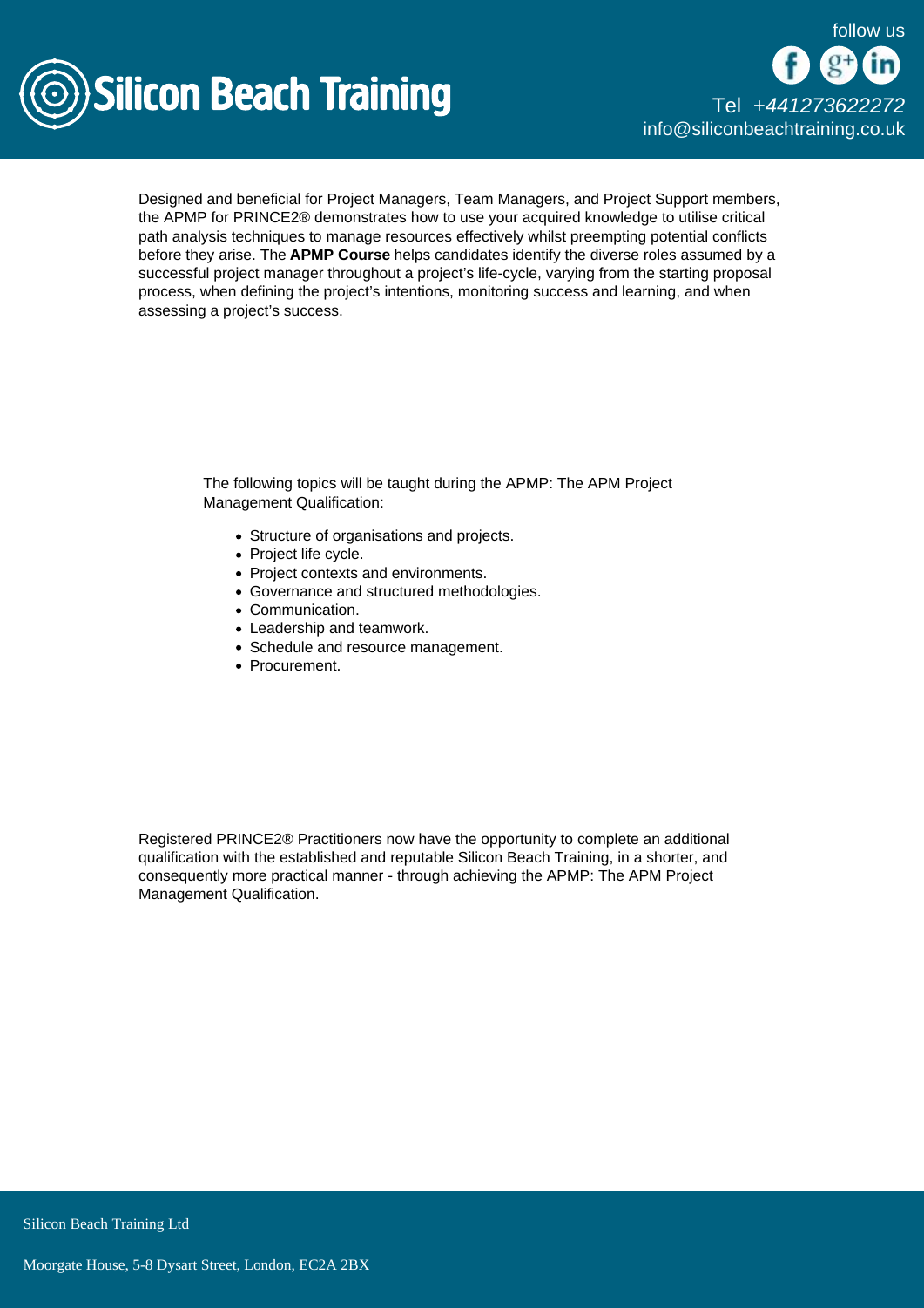Designed and beneficial for Project Managers, Team Managers, and Project Support members, the APMP for PRINCE2® demonstrates how to use your acquired knowledge to utilise critical path analysis techniques to manage resources effectively whilst preempting potential conflicts before they arise. The **APMP Course** helps candidates identify the diverse roles assumed by a successful project manager throughout a project's life-cycle, varying from the starting proposal process, when defining the project's intentions, monitoring success and learning, and when assessing a project's success.

The following topics will be taught during the APMP: The APM Project Management Qualification:

- Structure of organisations and projects.
- Project life cycle.
- Project contexts and environments.
- Governance and structured methodologies.
- Communication.
- Leadership and teamwork.
- Schedule and resource management.
- Procurement.

Registered PRINCE2® Practitioners now have the opportunity to complete an additional qualification with the established and reputable Silicon Beach Training, in a shorter, and consequently more practical manner - through achieving the APMP: The APM Project Management Qualification.